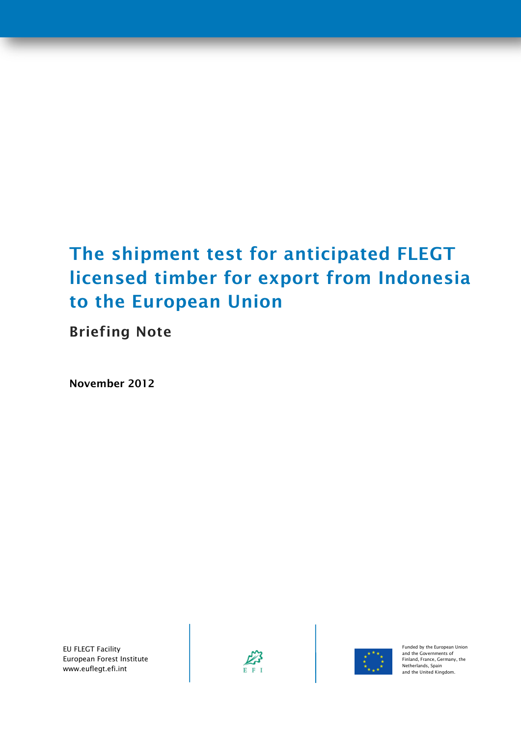# The shipment test for anticipated FLEGT licensed timber for export from Indonesia to the European Union

## Briefing Note

**November 2012**

EU FLEGT Facility
European Forest Institute
www.euflegt.efi.int

Funded by the European Union and the Governments of Finland, France, Germany, the Netherlands, Spain and the United Kingdom.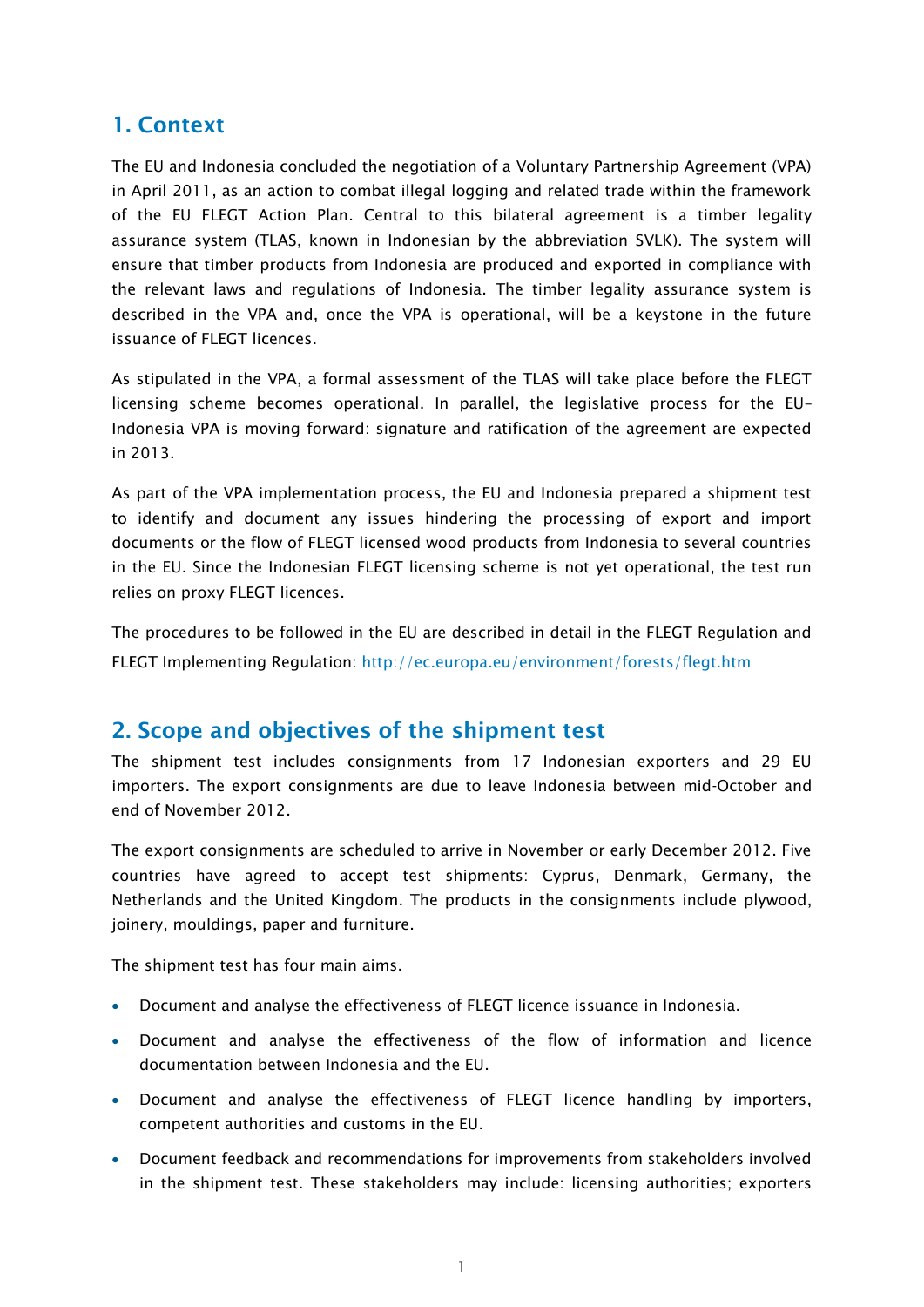## 1. Context

The EU and Indonesia concluded the negotiation of a Voluntary Partnership Agreement (VPA) in April 2011, as an action to combat illegal logging and related trade within the framework of the EU FLEGT Action Plan. Central to this bilateral agreement is a timber legality assurance system (TLAS, known in Indonesian by the abbreviation SVLK). The system will ensure that timber products from Indonesia are produced and exported in compliance with the relevant laws and regulations of Indonesia. The timber legality assurance system is described in the VPA and, once the VPA is operational, will be a keystone in the future issuance of FLEGT licences.

As stipulated in the VPA, a formal assessment of the TLAS will take place before the FLEGT licensing scheme becomes operational. In parallel, the legislative process for the EU-Indonesia VPA is moving forward: signature and ratification of the agreement are expected in 2013.

As part of the VPA implementation process, the EU and Indonesia prepared a shipment test to identify and document any issues hindering the processing of export and import documents or the flow of FLEGT licensed wood products from Indonesia to several countries in the EU. Since the Indonesian FLEGT licensing scheme is not yet operational, the test run relies on proxy FLEGT licences.

The procedures to be followed in the EU are described in detail in the FLEGT Regulation and FLEGT Implementing Regulation: http://ec.europa.eu/environment/forests/flegt.htm

## 2. Scope and objectives of the shipment test

The shipment test includes consignments from 17 Indonesian exporters and 29 EU importers. The export consignments are due to leave Indonesia between mid-October and end of November 2012.

The export consignments are scheduled to arrive in November or early December 2012. Five countries have agreed to accept test shipments: Cyprus, Denmark, Germany, the Netherlands and the United Kingdom. The products in the consignments include plywood, joinery, mouldings, paper and furniture.

The shipment test has four main aims.

- Document and analyse the effectiveness of FLEGT licence issuance in Indonesia.
- Document and analyse the effectiveness of the flow of information and licence documentation between Indonesia and the EU.
- Document and analyse the effectiveness of FLEGT licence handling by importers, competent authorities and customs in the EU.
- Document feedback and recommendations for improvements from stakeholders involved in the shipment test. These stakeholders may include: licensing authorities; exporters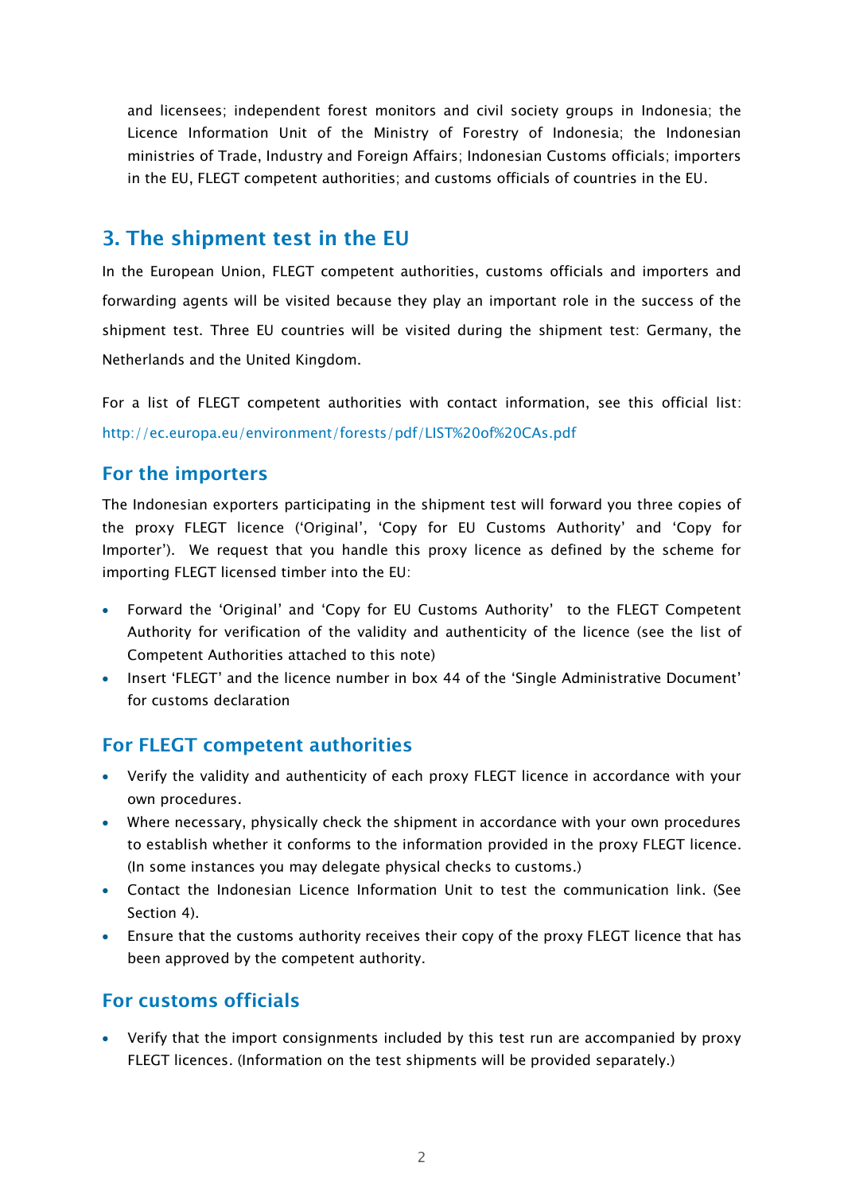and licensees; independent forest monitors and civil society groups in Indonesia; the Licence Information Unit of the Ministry of Forestry of Indonesia; the Indonesian ministries of Trade, Industry and Foreign Affairs; Indonesian Customs officials; importers in the EU, FLEGT competent authorities; and customs officials of countries in the EU.

## 3. The shipment test in the EU

In the European Union, FLEGT competent authorities, customs officials and importers and forwarding agents will be visited because they play an important role in the success of the shipment test. Three EU countries will be visited during the shipment test: Germany, the Netherlands and the United Kingdom.

For a list of FLEGT competent authorities with contact information, see this official list: http://ec.europa.eu/environment/forests/pdf/LIST%20of%20CAs.pdf

### For the importers

The Indonesian exporters participating in the shipment test will forward you three copies of the proxy FLEGT licence ('Original', 'Copy for EU Customs Authority' and 'Copy for Importer'). We request that you handle this proxy licence as defined by the scheme for importing FLEGT licensed timber into the EU:

- Forward the 'Original' and 'Copy for EU Customs Authority' to the FLEGT Competent Authority for verification of the validity and authenticity of the licence (see the list of Competent Authorities attached to this note)
- Insert 'FLEGT' and the licence number in box 44 of the 'Single Administrative Document' for customs declaration

### For FLEGT competent authorities

- Verify the validity and authenticity of each proxy FLEGT licence in accordance with your own procedures.
- Where necessary, physically check the shipment in accordance with your own procedures to establish whether it conforms to the information provided in the proxy FLEGT licence. (In some instances you may delegate physical checks to customs.)
- Contact the Indonesian Licence Information Unit to test the communication link. (See Section 4).
- Ensure that the customs authority receives their copy of the proxy FLEGT licence that has been approved by the competent authority.

### For customs officials

- Verify that the import consignments included by this test run are accompanied by proxy FLEGT licences. (Information on the test shipments will be provided separately.)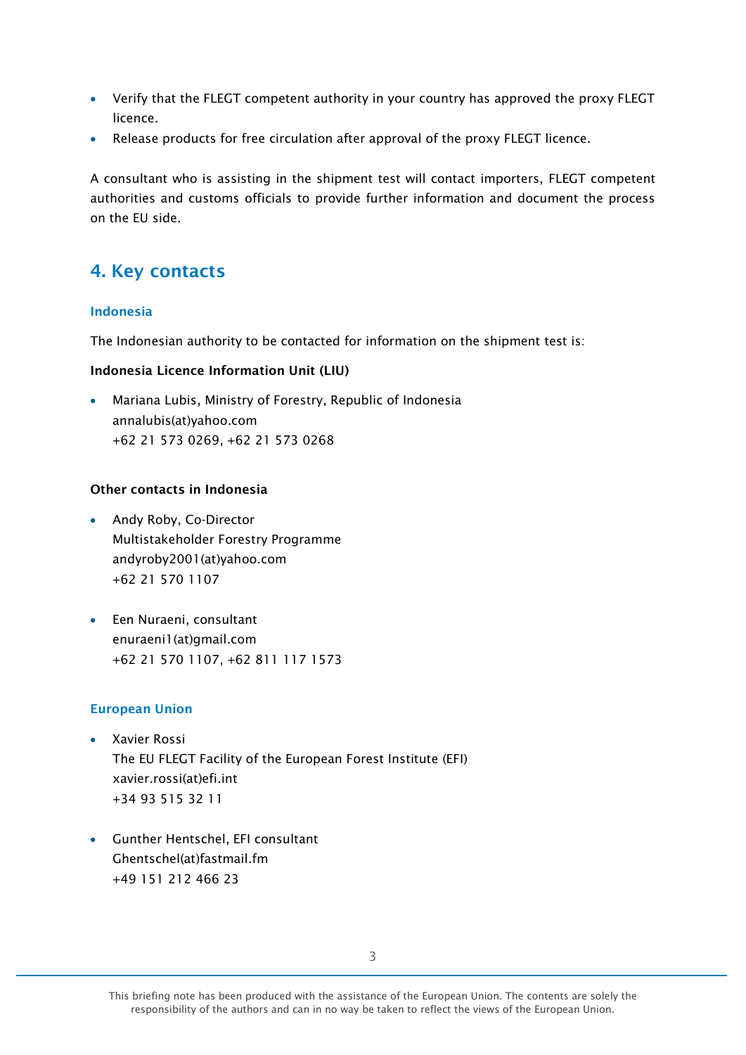- Verify that the FLEGT competent authority in your country has approved the proxy FLEGT licence.
- Release products for free circulation after approval of the proxy FLEGT licence.

A consultant who is assisting in the shipment test will contact importers, FLEGT competent authorities and customs officials to provide further information and document the process on the EU side.

## 4. Key contacts

### Indonesia

The Indonesian authority to be contacted for information on the shipment test is:

**Indonesia Licence Information Unit (LIU)**

- Mariana Lubis, Ministry of Forestry, Republic of Indonesia
  annalubis(at)yahoo.com
  +62 21 573 0269, +62 21 573 0268

**Other contacts in Indonesia**

- Andy Roby, Co-Director
  Multistakeholder Forestry Programme
  andyroby2001(at)yahoo.com
  +62 21 570 1107

- Een Nuraeni, consultant
  enuraeni1(at)gmail.com
  +62 21 570 1107, +62 811 117 1573

### European Union

- Xavier Rossi
  The EU FLEGT Facility of the European Forest Institute (EFI)
  xavier.rossi(at)efi.int
  +34 93 515 32 11

- Gunther Hentschel, EFI consultant
  Ghentschel(at)fastmail.fm
  +49 151 212 466 23

This briefing note has been produced with the assistance of the European Union. The contents are solely the responsibility of the authors and can in no way be taken to reflect the views of the European Union.